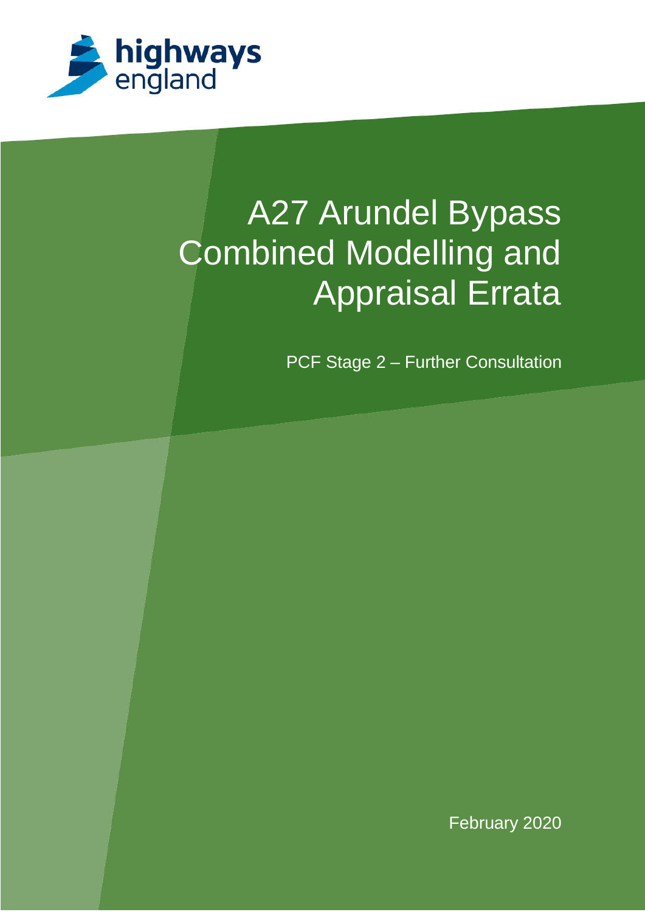highways england

# A27 Arundel Bypass Combined Modelling and Appraisal Errata

PCF Stage 2 – Further Consultation

February 2020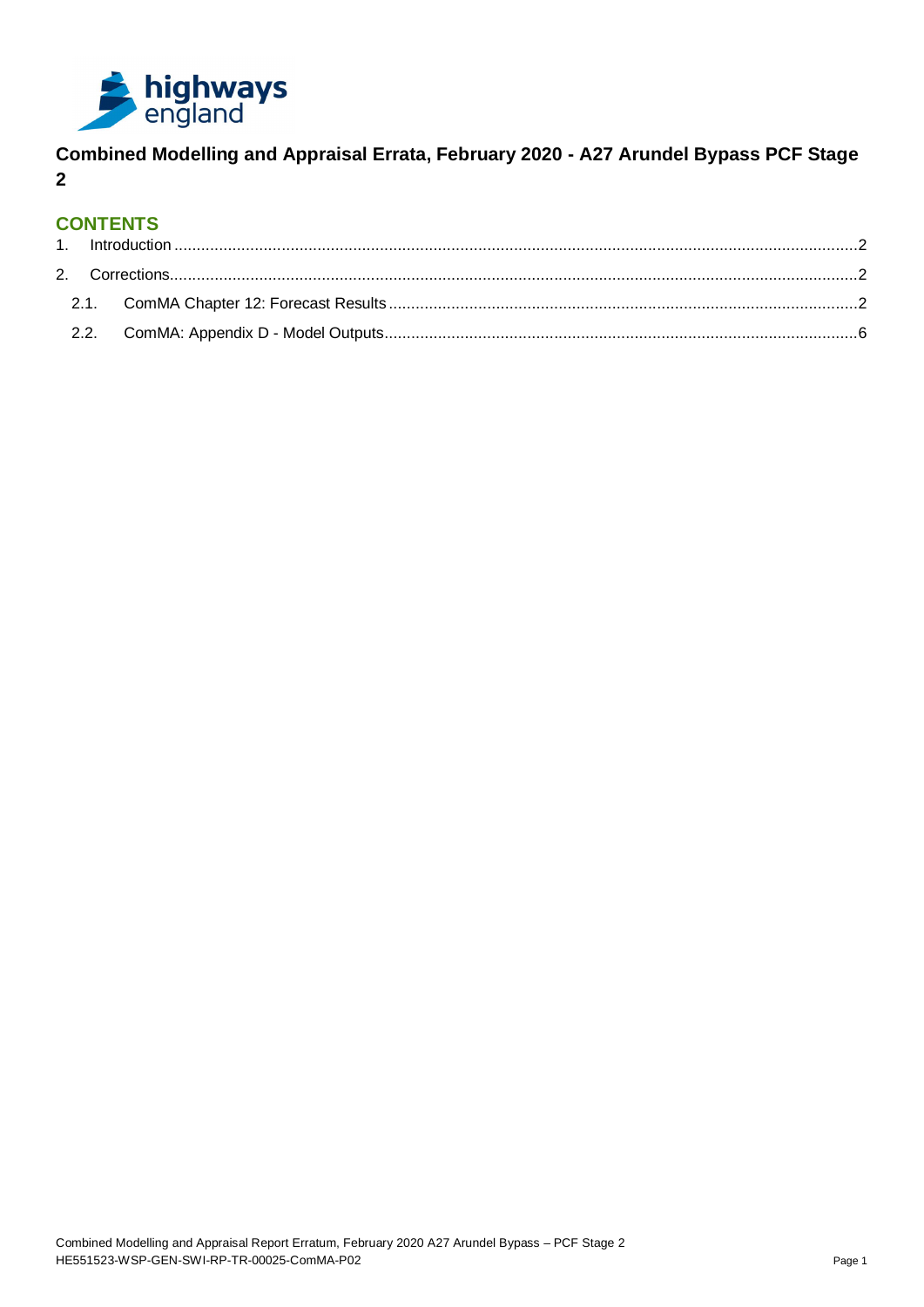# Combined Modelling and Appraisal Errata, February 2020 - A27 Arundel Bypass PCF Stage 2

## CONTENTS

1. Introduction ........ 2
2. Corrections ........ 2
   - 2.1. ComMA Chapter 12: Forecast Results ........ 2
   - 2.2. ComMA: Appendix D - Model Outputs ........ 6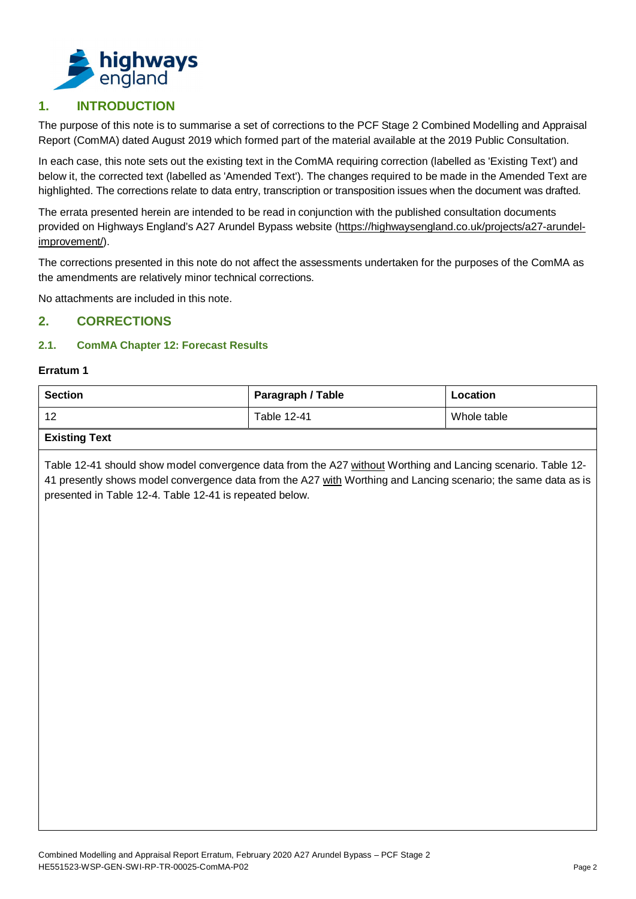## 1. INTRODUCTION

The purpose of this note is to summarise a set of corrections to the PCF Stage 2 Combined Modelling and Appraisal Report (ComMA) dated August 2019 which formed part of the material available at the 2019 Public Consultation.

In each case, this note sets out the existing text in the ComMA requiring correction (labelled as 'Existing Text') and below it, the corrected text (labelled as 'Amended Text'). The changes required to be made in the Amended Text are highlighted. The corrections relate to data entry, transcription or transposition issues when the document was drafted.

The errata presented herein are intended to be read in conjunction with the published consultation documents provided on Highways England's A27 Arundel Bypass website (https://highwaysengland.co.uk/projects/a27-arundel-improvement/).

The corrections presented in this note do not affect the assessments undertaken for the purposes of the ComMA as the amendments are relatively minor technical corrections.

No attachments are included in this note.

## 2. CORRECTIONS

### 2.1. ComMA Chapter 12: Forecast Results

**Erratum 1**

| Section | Paragraph / Table | Location |
|---|---|---|
| 12 | Table 12-41 | Whole table |
| **Existing Text** | | |
| Table 12-41 should show model convergence data from the A27 without Worthing and Lancing scenario. Table 12-41 presently shows model convergence data from the A27 with Worthing and Lancing scenario; the same data as is presented in Table 12-4. Table 12-41 is repeated below. | | |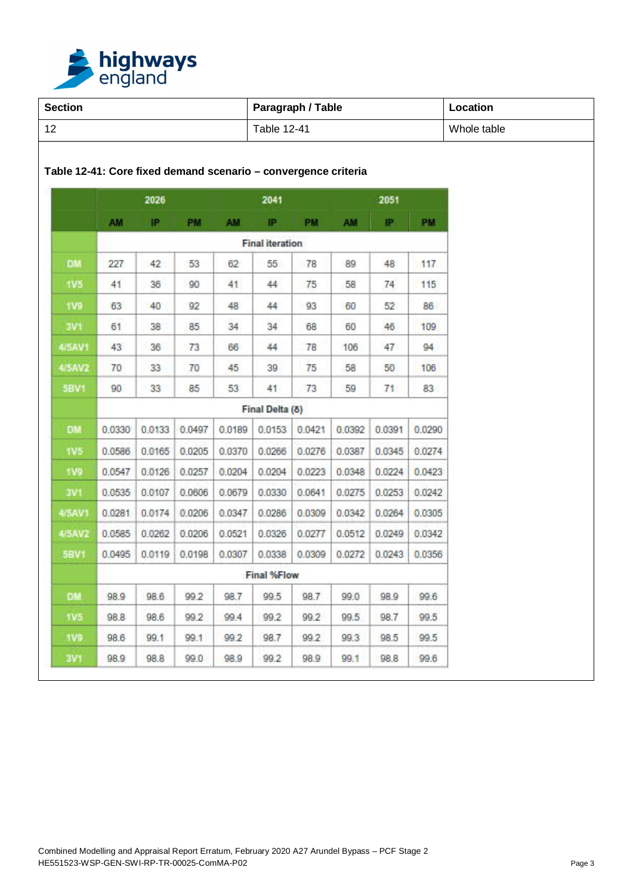| Section | Paragraph / Table | Location |
|---|---|---|
| 12 | Table 12-41 | Whole table |

**Table 12-41: Core fixed demand scenario – convergence criteria**

| | 2026 | | | 2041 | | | 2051 | | |
|---|---|---|---|---|---|---|---|---|---|
| | AM | IP | PM | AM | IP | PM | AM | IP | PM |
| | Final iteration | | | | | | | | |
| DM | 227 | 42 | 53 | 62 | 55 | 78 | 89 | 48 | 117 |
| 1V5 | 41 | 36 | 90 | 41 | 44 | 75 | 58 | 74 | 115 |
| 1V9 | 63 | 40 | 92 | 48 | 44 | 93 | 60 | 52 | 86 |
| 3V1 | 61 | 38 | 85 | 34 | 34 | 68 | 60 | 46 | 109 |
| 4/5AV1 | 43 | 36 | 73 | 66 | 44 | 78 | 106 | 47 | 94 |
| 4/5AV2 | 70 | 33 | 70 | 45 | 39 | 75 | 58 | 50 | 106 |
| 5BV1 | 90 | 33 | 85 | 53 | 41 | 73 | 59 | 71 | 83 |
| | Final Delta (δ) | | | | | | | | |
| DM | 0.0330 | 0.0133 | 0.0497 | 0.0189 | 0.0153 | 0.0421 | 0.0392 | 0.0391 | 0.0290 |
| 1V5 | 0.0586 | 0.0165 | 0.0205 | 0.0370 | 0.0266 | 0.0276 | 0.0387 | 0.0345 | 0.0274 |
| 1V9 | 0.0547 | 0.0126 | 0.0257 | 0.0204 | 0.0204 | 0.0223 | 0.0348 | 0.0224 | 0.0423 |
| 3V1 | 0.0535 | 0.0107 | 0.0606 | 0.0679 | 0.0330 | 0.0641 | 0.0275 | 0.0253 | 0.0242 |
| 4/5AV1 | 0.0281 | 0.0174 | 0.0206 | 0.0347 | 0.0286 | 0.0309 | 0.0342 | 0.0264 | 0.0305 |
| 4/5AV2 | 0.0585 | 0.0262 | 0.0206 | 0.0521 | 0.0326 | 0.0277 | 0.0512 | 0.0249 | 0.0342 |
| 5BV1 | 0.0495 | 0.0119 | 0.0198 | 0.0307 | 0.0338 | 0.0309 | 0.0272 | 0.0243 | 0.0356 |
| | Final %Flow | | | | | | | | |
| DM | 98.9 | 98.6 | 99.2 | 98.7 | 99.5 | 98.7 | 99.0 | 98.9 | 99.6 |
| 1V5 | 98.8 | 98.6 | 99.2 | 99.4 | 99.2 | 99.2 | 99.5 | 98.7 | 99.5 |
| 1V9 | 98.6 | 99.1 | 99.1 | 99.2 | 98.7 | 99.2 | 99.3 | 98.5 | 99.5 |
| 3V1 | 98.9 | 98.8 | 99.0 | 98.9 | 99.2 | 98.9 | 99.1 | 98.8 | 99.6 |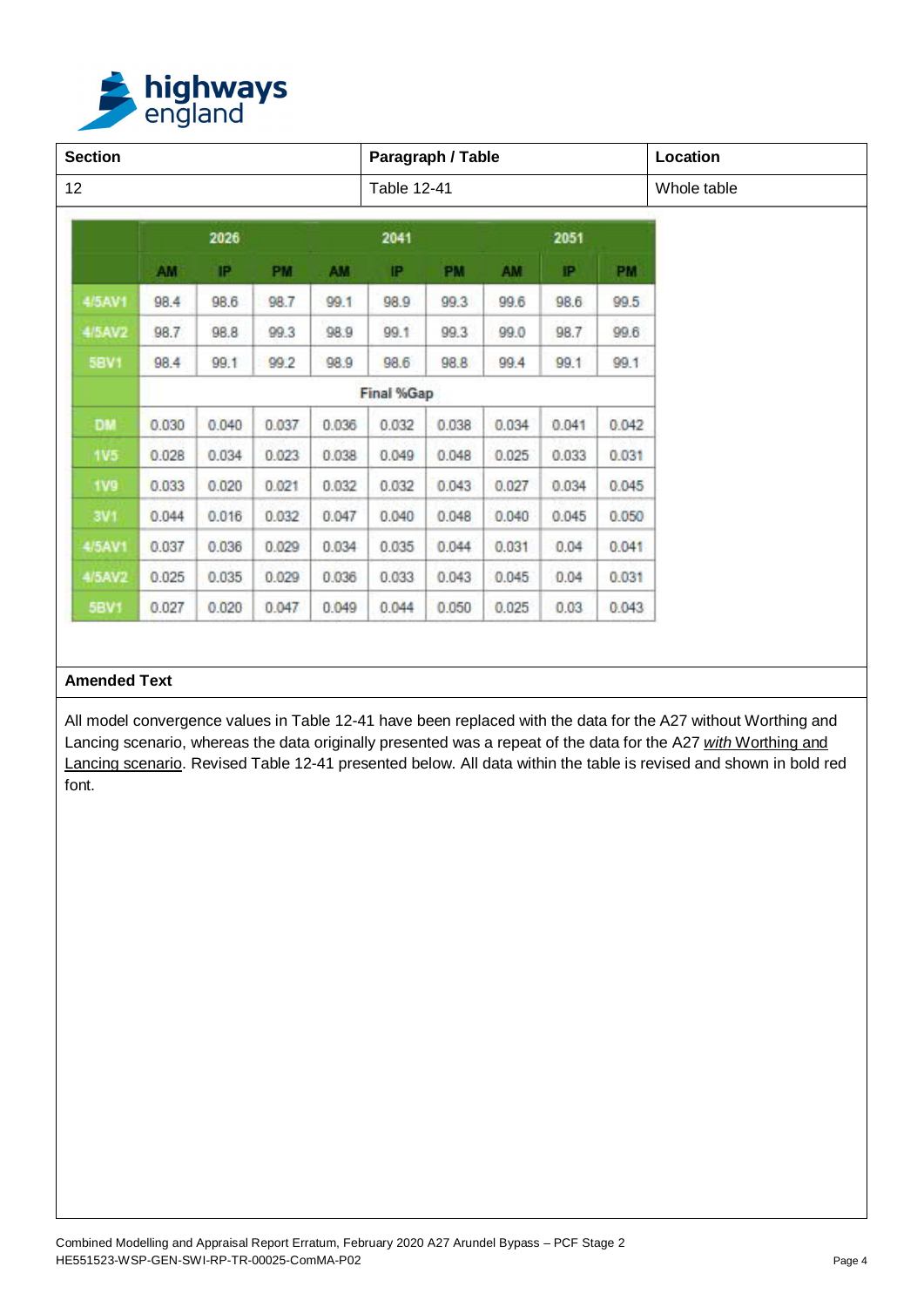| Section | Paragraph / Table | Location |
|---|---|---|
| 12 | Table 12-41 | Whole table |

| | 2026 | | | 2041 | | | 2051 | | |
|---|---|---|---|---|---|---|---|---|---|
| | AM | IP | PM | AM | IP | PM | AM | IP | PM |
| 4/5AV1 | 98.4 | 98.6 | 98.7 | 99.1 | 98.9 | 99.3 | 99.6 | 98.6 | 99.5 |
| 4/5AV2 | 98.7 | 98.8 | 99.3 | 98.9 | 99.1 | 99.3 | 99.0 | 98.7 | 99.6 |
| 5BV1 | 98.4 | 99.1 | 99.2 | 98.9 | 98.6 | 98.8 | 99.4 | 99.1 | 99.1 |
| | Final %Gap | | | | | | | | |
| DM | 0.030 | 0.040 | 0.037 | 0.036 | 0.032 | 0.038 | 0.034 | 0.041 | 0.042 |
| 1V5 | 0.028 | 0.034 | 0.023 | 0.038 | 0.049 | 0.048 | 0.025 | 0.033 | 0.031 |
| 1V9 | 0.033 | 0.020 | 0.021 | 0.032 | 0.032 | 0.043 | 0.027 | 0.034 | 0.045 |
| 3V1 | 0.044 | 0.016 | 0.032 | 0.047 | 0.040 | 0.048 | 0.040 | 0.045 | 0.050 |
| 4/5AV1 | 0.037 | 0.036 | 0.029 | 0.034 | 0.035 | 0.044 | 0.031 | 0.04 | 0.041 |
| 4/5AV2 | 0.025 | 0.035 | 0.029 | 0.036 | 0.033 | 0.043 | 0.045 | 0.04 | 0.031 |
| 5BV1 | 0.027 | 0.020 | 0.047 | 0.049 | 0.044 | 0.050 | 0.025 | 0.03 | 0.043 |

**Amended Text**

All model convergence values in Table 12-41 have been replaced with the data for the A27 without Worthing and Lancing scenario, whereas the data originally presented was a repeat of the data for the A27 *with* Worthing and Lancing scenario. Revised Table 12-41 presented below. All data within the table is revised and shown in bold red font.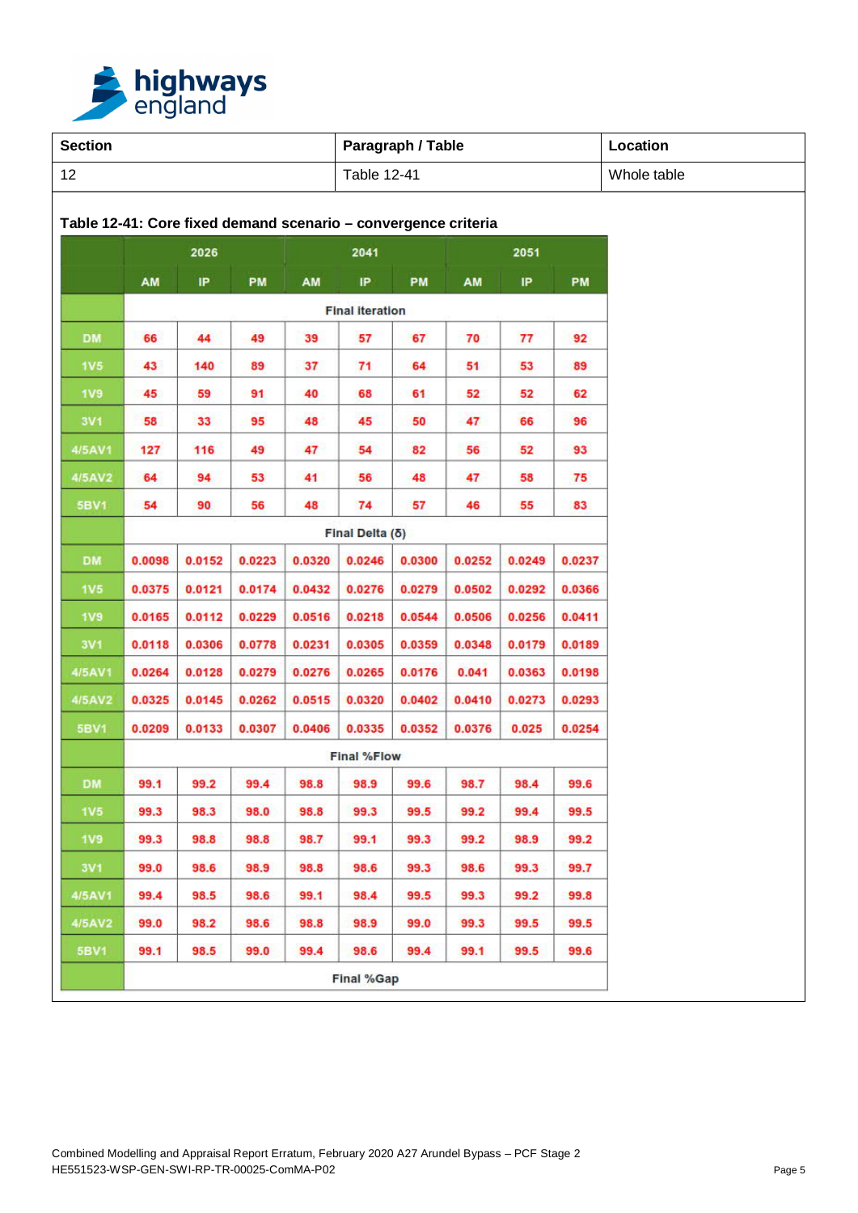| Section | Paragraph / Table | Location |
|---|---|---|
| 12 | Table 12-41 | Whole table |

**Table 12-41: Core fixed demand scenario – convergence criteria**

| | 2026 | | | 2041 | | | 2051 | | |
|---|---|---|---|---|---|---|---|---|---|
| | AM | IP | PM | AM | IP | PM | AM | IP | PM |
| | **Final iteration** | | | | | | | | |
| DM | 66 | 44 | 49 | 39 | 57 | 67 | 70 | 77 | 92 |
| 1V5 | 43 | 140 | 89 | 37 | 71 | 64 | 51 | 53 | 89 |
| 1V9 | 45 | 59 | 91 | 40 | 68 | 61 | 52 | 52 | 62 |
| 3V1 | 58 | 33 | 95 | 48 | 45 | 50 | 47 | 66 | 96 |
| 4/5AV1 | 127 | 116 | 49 | 47 | 54 | 82 | 56 | 52 | 93 |
| 4/5AV2 | 64 | 94 | 53 | 41 | 56 | 48 | 47 | 58 | 75 |
| 5BV1 | 54 | 90 | 56 | 48 | 74 | 57 | 46 | 55 | 83 |
| | **Final Delta (δ)** | | | | | | | | |
| DM | 0.0098 | 0.0152 | 0.0223 | 0.0320 | 0.0246 | 0.0300 | 0.0252 | 0.0249 | 0.0237 |
| 1V5 | 0.0375 | 0.0121 | 0.0174 | 0.0432 | 0.0276 | 0.0279 | 0.0502 | 0.0292 | 0.0366 |
| 1V9 | 0.0165 | 0.0112 | 0.0229 | 0.0516 | 0.0218 | 0.0544 | 0.0506 | 0.0256 | 0.0411 |
| 3V1 | 0.0118 | 0.0306 | 0.0778 | 0.0231 | 0.0305 | 0.0359 | 0.0348 | 0.0179 | 0.0189 |
| 4/5AV1 | 0.0264 | 0.0128 | 0.0279 | 0.0276 | 0.0265 | 0.0176 | 0.041 | 0.0363 | 0.0198 |
| 4/5AV2 | 0.0325 | 0.0145 | 0.0262 | 0.0515 | 0.0320 | 0.0402 | 0.0410 | 0.0273 | 0.0293 |
| 5BV1 | 0.0209 | 0.0133 | 0.0307 | 0.0406 | 0.0335 | 0.0352 | 0.0376 | 0.025 | 0.0254 |
| | **Final %Flow** | | | | | | | | |
| DM | 99.1 | 99.2 | 99.4 | 98.8 | 98.9 | 99.6 | 98.7 | 98.4 | 99.6 |
| 1V5 | 99.3 | 98.3 | 98.0 | 98.8 | 99.3 | 99.5 | 99.2 | 99.4 | 99.5 |
| 1V9 | 99.3 | 98.8 | 98.8 | 98.7 | 99.1 | 99.3 | 99.2 | 98.9 | 99.2 |
| 3V1 | 99.0 | 98.6 | 98.9 | 98.8 | 98.6 | 99.3 | 98.6 | 99.3 | 99.7 |
| 4/5AV1 | 99.4 | 98.5 | 98.6 | 99.1 | 98.4 | 99.5 | 99.3 | 99.2 | 99.8 |
| 4/5AV2 | 99.0 | 98.2 | 98.6 | 98.8 | 98.9 | 99.0 | 99.3 | 99.5 | 99.5 |
| 5BV1 | 99.1 | 98.5 | 99.0 | 99.4 | 98.6 | 99.4 | 99.1 | 99.5 | 99.6 |
| | **Final %Gap** | | | | | | | | |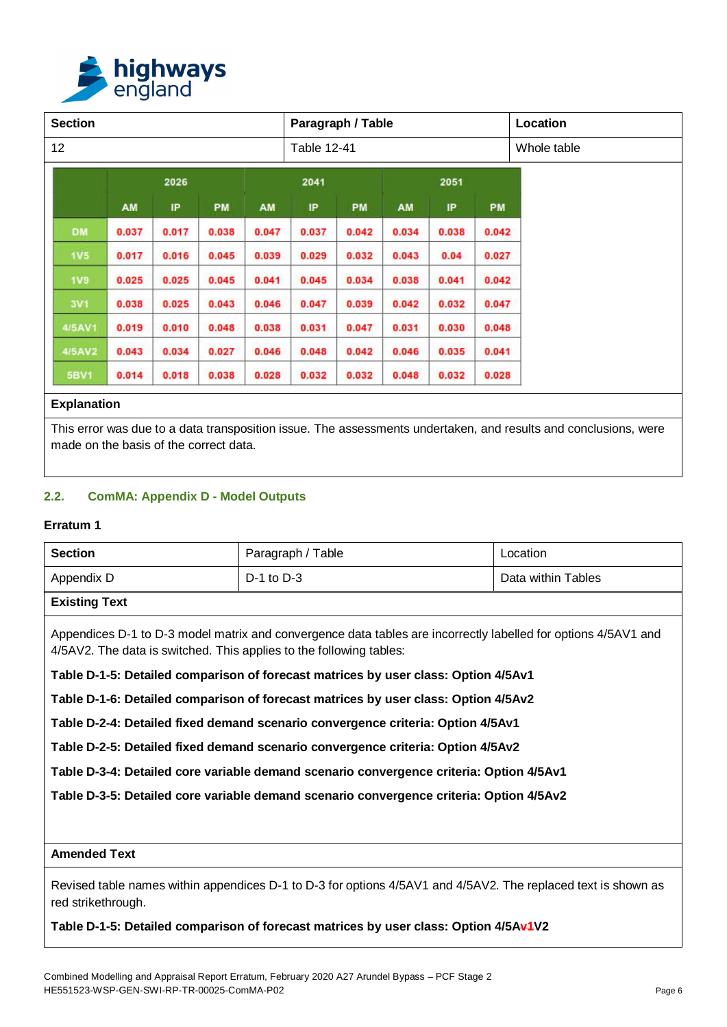| Section | Paragraph / Table | Location |
| --- | --- | --- |
| 12 | Table 12-41 | Whole table |

| | 2026 | | | 2041 | | | 2051 | | |
| --- | --- | --- | --- | --- | --- | --- | --- | --- | --- |
| | AM | IP | PM | AM | IP | PM | AM | IP | PM |
| DM | 0.037 | 0.017 | 0.038 | 0.047 | 0.037 | 0.042 | 0.034 | 0.038 | 0.042 |
| 1V5 | 0.017 | 0.016 | 0.045 | 0.039 | 0.029 | 0.032 | 0.043 | 0.04 | 0.027 |
| 1V9 | 0.025 | 0.025 | 0.045 | 0.041 | 0.045 | 0.034 | 0.038 | 0.041 | 0.042 |
| 3V1 | 0.038 | 0.025 | 0.043 | 0.046 | 0.047 | 0.039 | 0.042 | 0.032 | 0.047 |
| 4/5AV1 | 0.019 | 0.010 | 0.048 | 0.038 | 0.031 | 0.047 | 0.031 | 0.030 | 0.048 |
| 4/5AV2 | 0.043 | 0.034 | 0.027 | 0.046 | 0.048 | 0.042 | 0.046 | 0.035 | 0.041 |
| 5BV1 | 0.014 | 0.018 | 0.038 | 0.028 | 0.032 | 0.032 | 0.048 | 0.032 | 0.028 |

**Explanation**

This error was due to a data transposition issue. The assessments undertaken, and results and conclusions, were made on the basis of the correct data.

## 2.2. ComMA: Appendix D - Model Outputs

**Erratum 1**

| Section | Paragraph / Table | Location |
| --- | --- | --- |
| Appendix D | D-1 to D-3 | Data within Tables |

**Existing Text**

Appendices D-1 to D-3 model matrix and convergence data tables are incorrectly labelled for options 4/5AV1 and 4/5AV2. The data is switched. This applies to the following tables:

**Table D-1-5: Detailed comparison of forecast matrices by user class: Option 4/5Av1**

**Table D-1-6: Detailed comparison of forecast matrices by user class: Option 4/5Av2**

**Table D-2-4: Detailed fixed demand scenario convergence criteria: Option 4/5Av1**

**Table D-2-5: Detailed fixed demand scenario convergence criteria: Option 4/5Av2**

**Table D-3-4: Detailed core variable demand scenario convergence criteria: Option 4/5Av1**

**Table D-3-5: Detailed core variable demand scenario convergence criteria: Option 4/5Av2**

**Amended Text**

Revised table names within appendices D-1 to D-3 for options 4/5AV1 and 4/5AV2. The replaced text is shown as red strikethrough.

**Table D-1-5: Detailed comparison of forecast matrices by user class: Option 4/5A~~v1~~V2**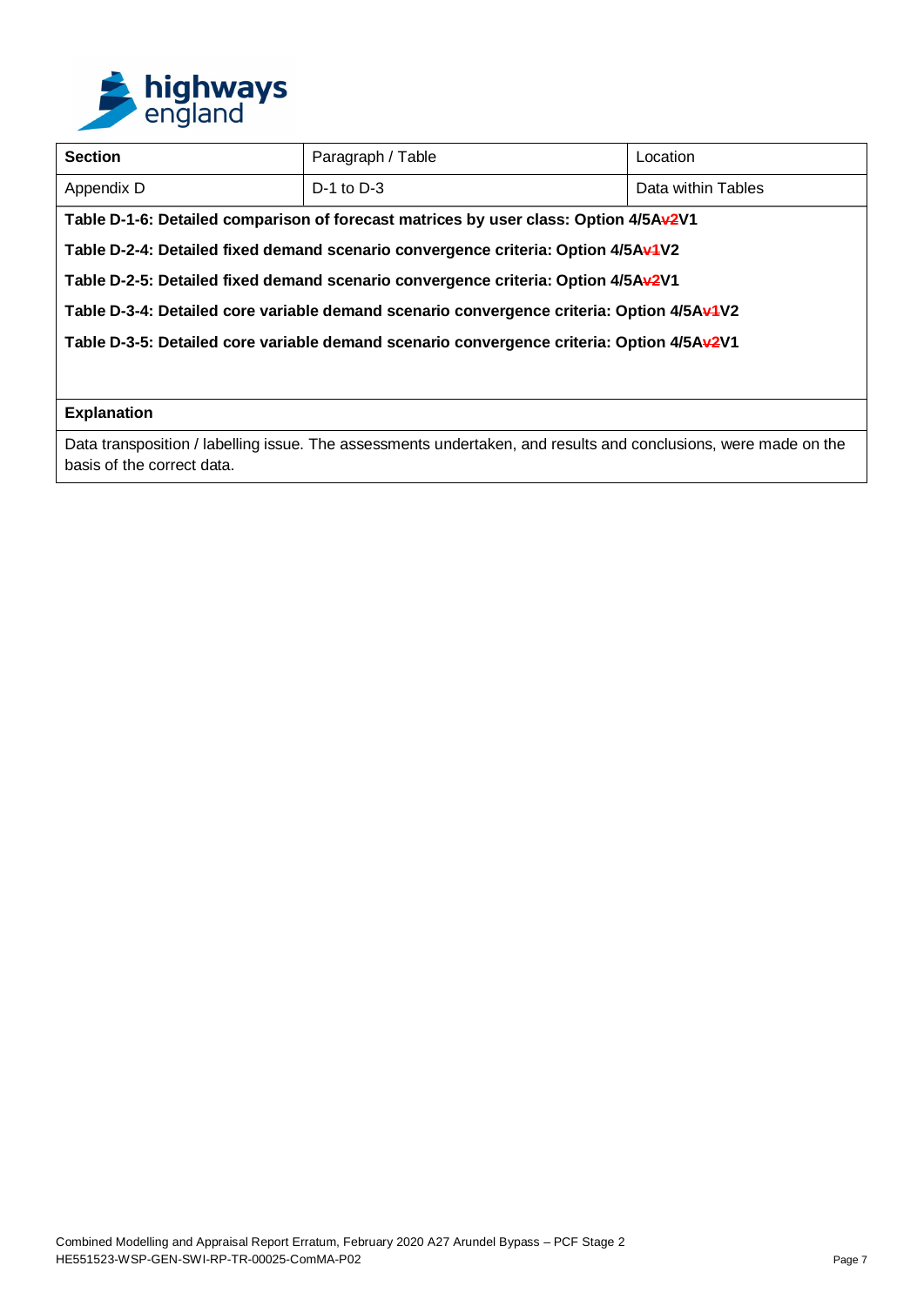| Section | Paragraph / Table | Location |
|---|---|---|
| Appendix D | D-1 to D-3 | Data within Tables |
| **Table D-1-6: Detailed comparison of forecast matrices by user class: Option 4/5A~~v2~~V1** | | |
| **Table D-2-4: Detailed fixed demand scenario convergence criteria: Option 4/5A~~v1~~V2** | | |
| **Table D-2-5: Detailed fixed demand scenario convergence criteria: Option 4/5A~~v2~~V1** | | |
| **Table D-3-4: Detailed core variable demand scenario convergence criteria: Option 4/5A~~v1~~V2** | | |
| **Table D-3-5: Detailed core variable demand scenario convergence criteria: Option 4/5A~~v2~~V1** | | |
| **Explanation** | | |
| Data transposition / labelling issue. The assessments undertaken, and results and conclusions, were made on the basis of the correct data. | | |